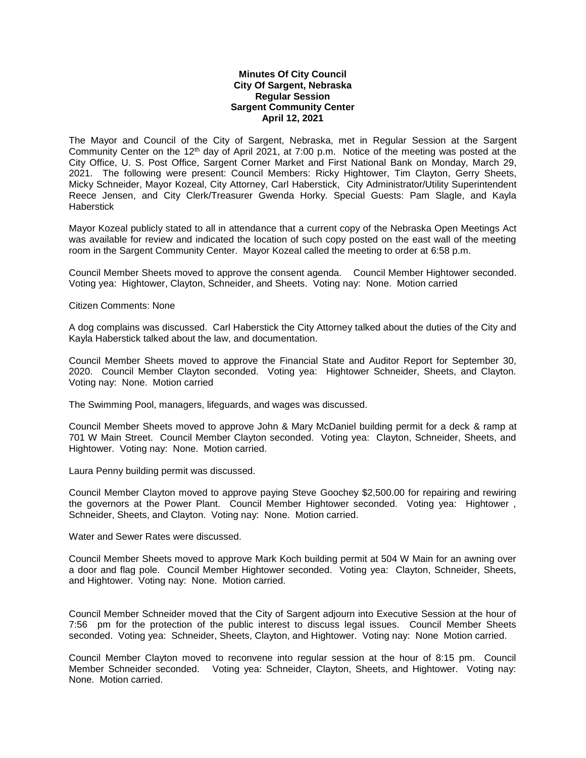**Minutes Of City Council**
**City Of Sargent, Nebraska**
**Regular Session**
**Sargent Community Center**
**April 12, 2021**

The Mayor and Council of the City of Sargent, Nebraska, met in Regular Session at the Sargent Community Center on the 12th day of April 2021, at 7:00 p.m. Notice of the meeting was posted at the City Office, U. S. Post Office, Sargent Corner Market and First National Bank on Monday, March 29, 2021. The following were present: Council Members: Ricky Hightower, Tim Clayton, Gerry Sheets, Micky Schneider, Mayor Kozeal, City Attorney, Carl Haberstick, City Administrator/Utility Superintendent Reece Jensen, and City Clerk/Treasurer Gwenda Horky. Special Guests: Pam Slagle, and Kayla Haberstick

Mayor Kozeal publicly stated to all in attendance that a current copy of the Nebraska Open Meetings Act was available for review and indicated the location of such copy posted on the east wall of the meeting room in the Sargent Community Center. Mayor Kozeal called the meeting to order at 6:58 p.m.

Council Member Sheets moved to approve the consent agenda. Council Member Hightower seconded. Voting yea: Hightower, Clayton, Schneider, and Sheets. Voting nay: None. Motion carried

Citizen Comments: None

A dog complains was discussed. Carl Haberstick the City Attorney talked about the duties of the City and Kayla Haberstick talked about the law, and documentation.

Council Member Sheets moved to approve the Financial State and Auditor Report for September 30, 2020. Council Member Clayton seconded. Voting yea: Hightower Schneider, Sheets, and Clayton. Voting nay: None. Motion carried

The Swimming Pool, managers, lifeguards, and wages was discussed.

Council Member Sheets moved to approve John & Mary McDaniel building permit for a deck & ramp at 701 W Main Street. Council Member Clayton seconded. Voting yea: Clayton, Schneider, Sheets, and Hightower. Voting nay: None. Motion carried.

Laura Penny building permit was discussed.

Council Member Clayton moved to approve paying Steve Goochey $2,500.00 for repairing and rewiring the governors at the Power Plant. Council Member Hightower seconded. Voting yea: Hightower , Schneider, Sheets, and Clayton. Voting nay: None. Motion carried.

Water and Sewer Rates were discussed.

Council Member Sheets moved to approve Mark Koch building permit at 504 W Main for an awning over a door and flag pole. Council Member Hightower seconded. Voting yea: Clayton, Schneider, Sheets, and Hightower. Voting nay: None. Motion carried.

Council Member Schneider moved that the City of Sargent adjourn into Executive Session at the hour of 7:56 pm for the protection of the public interest to discuss legal issues. Council Member Sheets seconded. Voting yea: Schneider, Sheets, Clayton, and Hightower. Voting nay: None Motion carried.

Council Member Clayton moved to reconvene into regular session at the hour of 8:15 pm. Council Member Schneider seconded. Voting yea: Schneider, Clayton, Sheets, and Hightower. Voting nay: None. Motion carried.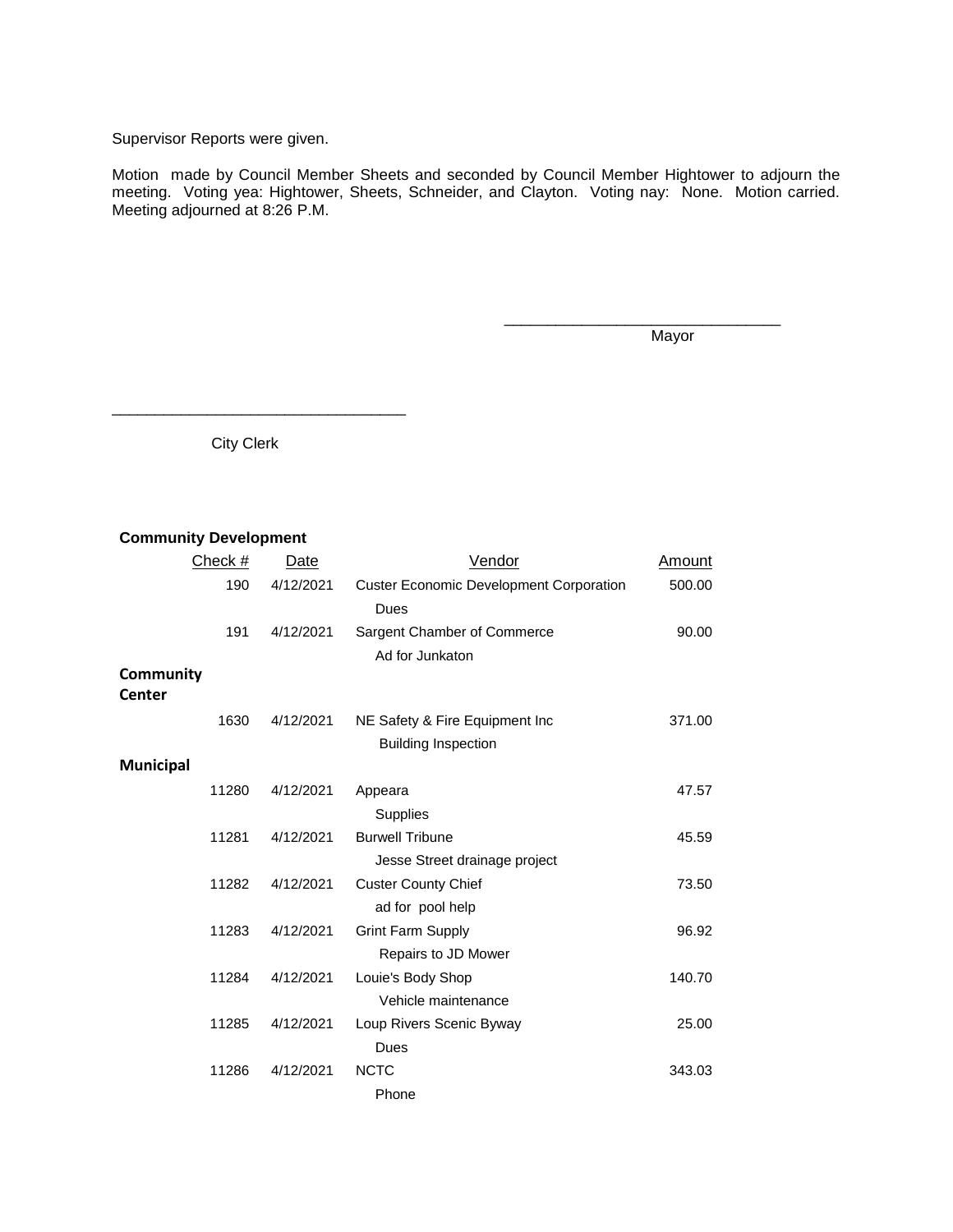Supervisor Reports were given.

Motion made by Council Member Sheets and seconded by Council Member Hightower to adjourn the meeting. Voting yea: Hightower, Sheets, Schneider, and Clayton. Voting nay: None. Motion carried. Meeting adjourned at 8:26 P.M.

\_\_\_\_\_\_\_\_\_\_\_\_\_\_\_\_\_\_\_\_\_\_\_\_\_\_\_\_\_\_\_\_\_\_

Mayor

\_\_\_\_\_\_\_\_\_\_\_\_\_\_\_\_\_\_\_\_\_\_\_\_\_\_\_\_\_\_\_\_\_\_

City Clerk

| Check # | Date | Vendor | Amount |
|---|---|---|---|
| **Community Development** | | | |
| 190 | 4/12/2021 | Custer Economic Development Corporation | 500.00 |
| | | Dues | |
| 191 | 4/12/2021 | Sargent Chamber of Commerce | 90.00 |
| | | Ad for Junkaton | |
| **Community Center** | | | |
| 1630 | 4/12/2021 | NE Safety & Fire Equipment Inc | 371.00 |
| | | Building Inspection | |
| **Municipal** | | | |
| 11280 | 4/12/2021 | Appeara | 47.57 |
| | | Supplies | |
| 11281 | 4/12/2021 | Burwell Tribune | 45.59 |
| | | Jesse Street drainage project | |
| 11282 | 4/12/2021 | Custer County Chief | 73.50 |
| | | ad for pool help | |
| 11283 | 4/12/2021 | Grint Farm Supply | 96.92 |
| | | Repairs to JD Mower | |
| 11284 | 4/12/2021 | Louie's Body Shop | 140.70 |
| | | Vehicle maintenance | |
| 11285 | 4/12/2021 | Loup Rivers Scenic Byway | 25.00 |
| | | Dues | |
| 11286 | 4/12/2021 | NCTC | 343.03 |
| | | Phone | |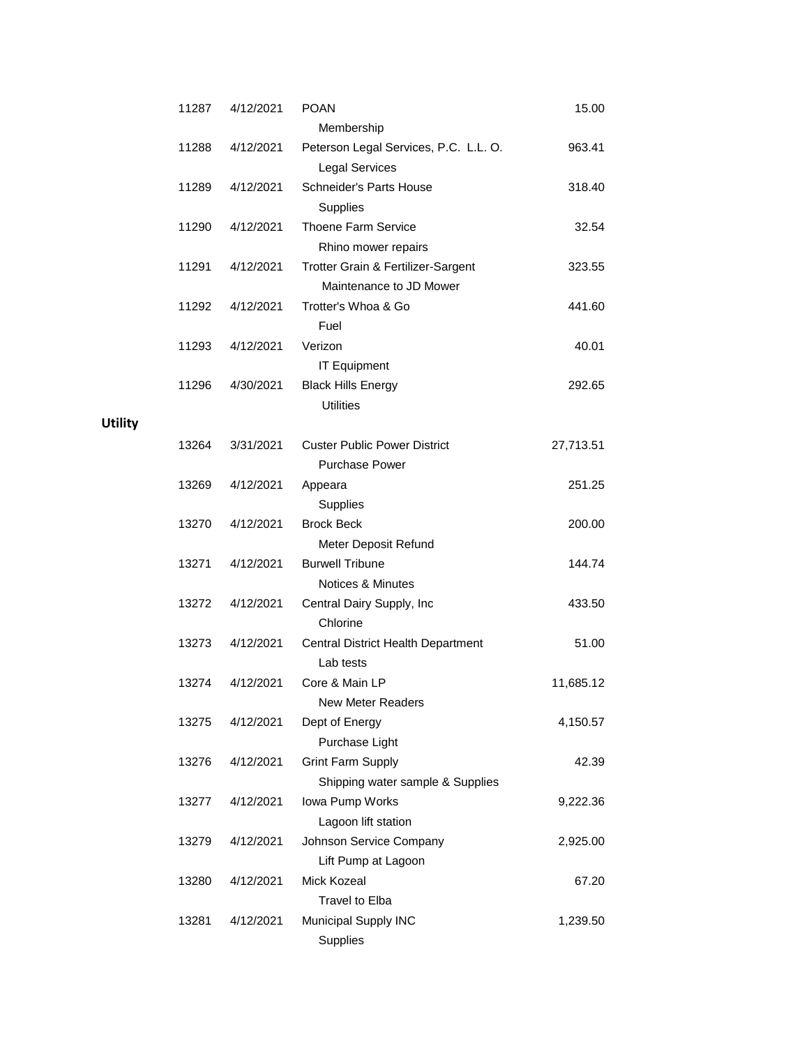| | | | |
|---|---|---|---|
| 11287 | 4/12/2021 | POAN<br>Membership | 15.00 |
| 11288 | 4/12/2021 | Peterson Legal Services, P.C. L.L. O.<br>Legal Services | 963.41 |
| 11289 | 4/12/2021 | Schneider's Parts House<br>Supplies | 318.40 |
| 11290 | 4/12/2021 | Thoene Farm Service<br>Rhino mower repairs | 32.54 |
| 11291 | 4/12/2021 | Trotter Grain & Fertilizer-Sargent<br>Maintenance to JD Mower | 323.55 |
| 11292 | 4/12/2021 | Trotter's Whoa & Go<br>Fuel | 441.60 |
| 11293 | 4/12/2021 | Verizon<br>IT Equipment | 40.01 |
| 11296 | 4/30/2021 | Black Hills Energy<br>Utilities | 292.65 |

**Utility**

| | | | |
|---|---|---|---|
| 13264 | 3/31/2021 | Custer Public Power District<br>Purchase Power | 27,713.51 |
| 13269 | 4/12/2021 | Appeara<br>Supplies | 251.25 |
| 13270 | 4/12/2021 | Brock Beck<br>Meter Deposit Refund | 200.00 |
| 13271 | 4/12/2021 | Burwell Tribune<br>Notices & Minutes | 144.74 |
| 13272 | 4/12/2021 | Central Dairy Supply, Inc<br>Chlorine | 433.50 |
| 13273 | 4/12/2021 | Central District Health Department<br>Lab tests | 51.00 |
| 13274 | 4/12/2021 | Core & Main LP<br>New Meter Readers | 11,685.12 |
| 13275 | 4/12/2021 | Dept of Energy<br>Purchase Light | 4,150.57 |
| 13276 | 4/12/2021 | Grint Farm Supply<br>Shipping water sample & Supplies | 42.39 |
| 13277 | 4/12/2021 | Iowa Pump Works<br>Lagoon lift station | 9,222.36 |
| 13279 | 4/12/2021 | Johnson Service Company<br>Lift Pump at Lagoon | 2,925.00 |
| 13280 | 4/12/2021 | Mick Kozeal<br>Travel to Elba | 67.20 |
| 13281 | 4/12/2021 | Municipal Supply INC<br>Supplies | 1,239.50 |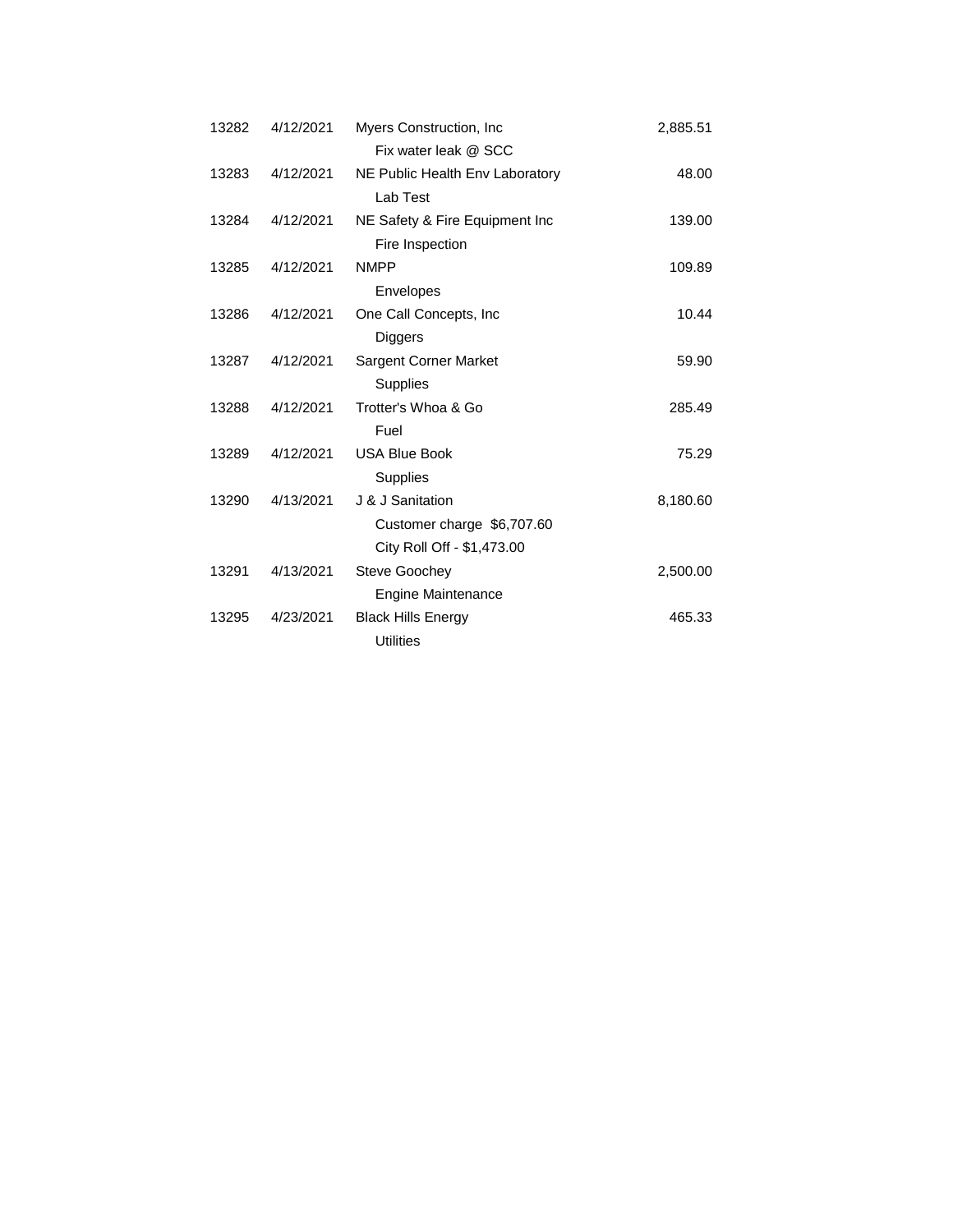| | | | |
|---|---|---|---|
| 13282 | 4/12/2021 | Myers Construction, Inc | 2,885.51 |
| | | Fix water leak @ SCC | |
| 13283 | 4/12/2021 | NE Public Health Env Laboratory | 48.00 |
| | | Lab Test | |
| 13284 | 4/12/2021 | NE Safety & Fire Equipment Inc | 139.00 |
| | | Fire Inspection | |
| 13285 | 4/12/2021 | NMPP | 109.89 |
| | | Envelopes | |
| 13286 | 4/12/2021 | One Call Concepts, Inc | 10.44 |
| | | Diggers | |
| 13287 | 4/12/2021 | Sargent Corner Market | 59.90 |
| | | Supplies | |
| 13288 | 4/12/2021 | Trotter's Whoa & Go | 285.49 |
| | | Fuel | |
| 13289 | 4/12/2021 | USA Blue Book | 75.29 |
| | | Supplies | |
| 13290 | 4/13/2021 | J & J Sanitation | 8,180.60 |
| | | Customer charge $6,707.60 | |
| | | City Roll Off - $1,473.00 | |
| 13291 | 4/13/2021 | Steve Goochey | 2,500.00 |
| | | Engine Maintenance | |
| 13295 | 4/23/2021 | Black Hills Energy | 465.33 |
| | | Utilities | |